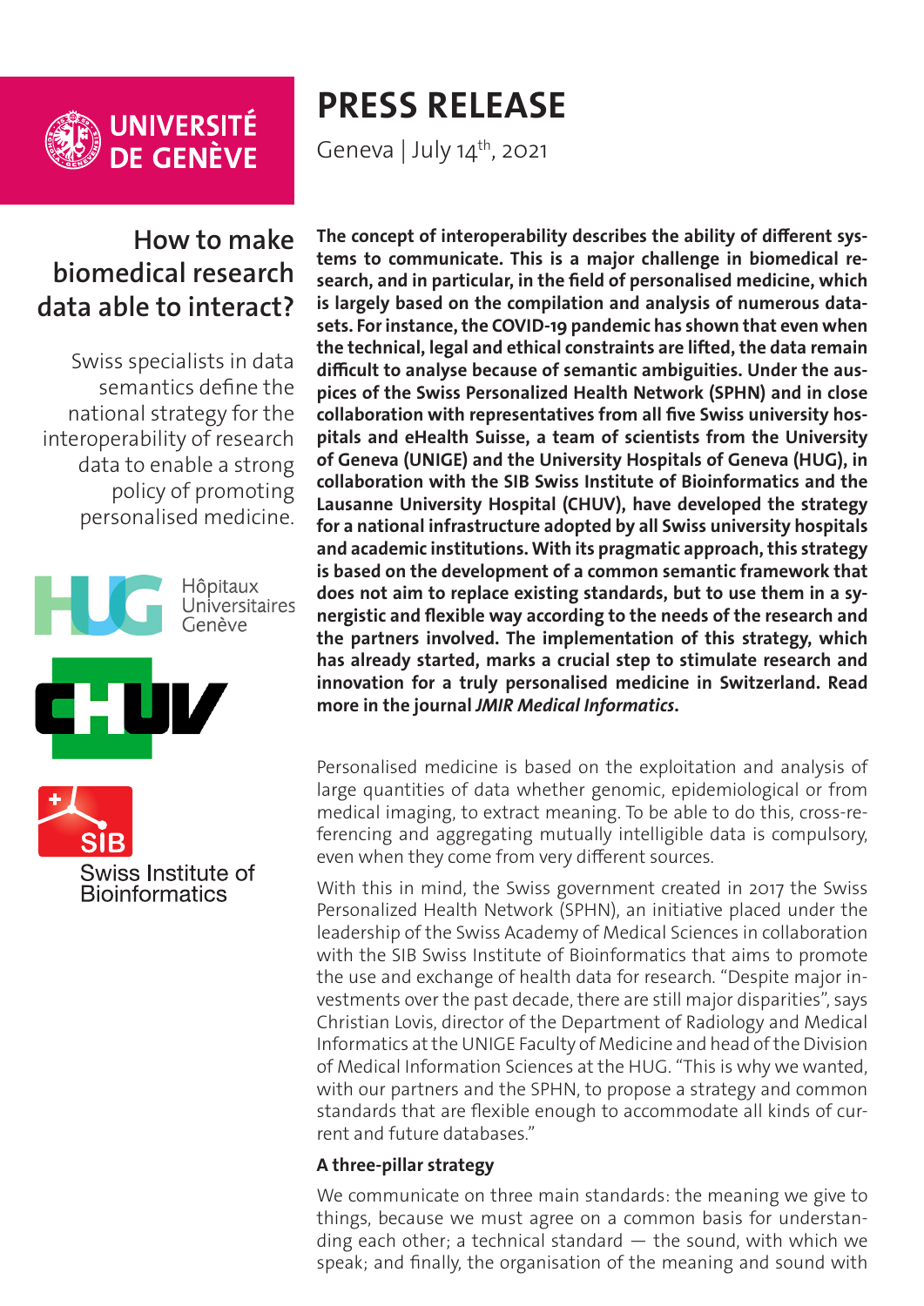UNIVERSITÉ DE GENÈVE

# PRESS RELEASE

Geneva | July 14th, 2021

## How to make biomedical research data able to interact?

Swiss specialists in data semantics define the national strategy for the interoperability of research data to enable a strong policy of promoting personalised medicine.

Hôpitaux Universitaires Genève

CHUV

SIB Swiss Institute of Bioinformatics

**The concept of interoperability describes the ability of different systems to communicate. This is a major challenge in biomedical research, and in particular, in the field of personalised medicine, which is largely based on the compilation and analysis of numerous datasets. For instance, the COVID-19 pandemic has shown that even when the technical, legal and ethical constraints are lifted, the data remain difficult to analyse because of semantic ambiguities. Under the auspices of the Swiss Personalized Health Network (SPHN) and in close collaboration with representatives from all five Swiss university hospitals and eHealth Suisse, a team of scientists from the University of Geneva (UNIGE) and the University Hospitals of Geneva (HUG), in collaboration with the SIB Swiss Institute of Bioinformatics and the Lausanne University Hospital (CHUV), have developed the strategy for a national infrastructure adopted by all Swiss university hospitals and academic institutions. With its pragmatic approach, this strategy is based on the development of a common semantic framework that does not aim to replace existing standards, but to use them in a synergistic and flexible way according to the needs of the research and the partners involved. The implementation of this strategy, which has already started, marks a crucial step to stimulate research and innovation for a truly personalised medicine in Switzerland. Read more in the journal *JMIR Medical Informatics*.**

Personalised medicine is based on the exploitation and analysis of large quantities of data whether genomic, epidemiological or from medical imaging, to extract meaning. To be able to do this, cross-referencing and aggregating mutually intelligible data is compulsory, even when they come from very different sources.

With this in mind, the Swiss government created in 2017 the Swiss Personalized Health Network (SPHN), an initiative placed under the leadership of the Swiss Academy of Medical Sciences in collaboration with the SIB Swiss Institute of Bioinformatics that aims to promote the use and exchange of health data for research. “Despite major investments over the past decade, there are still major disparities”, says Christian Lovis, director of the Department of Radiology and Medical Informatics at the UNIGE Faculty of Medicine and head of the Division of Medical Information Sciences at the HUG. “This is why we wanted, with our partners and the SPHN, to propose a strategy and common standards that are flexible enough to accommodate all kinds of current and future databases.”

### A three-pillar strategy

We communicate on three main standards: the meaning we give to things, because we must agree on a common basis for understanding each other; a technical standard — the sound, with which we speak; and finally, the organisation of the meaning and sound with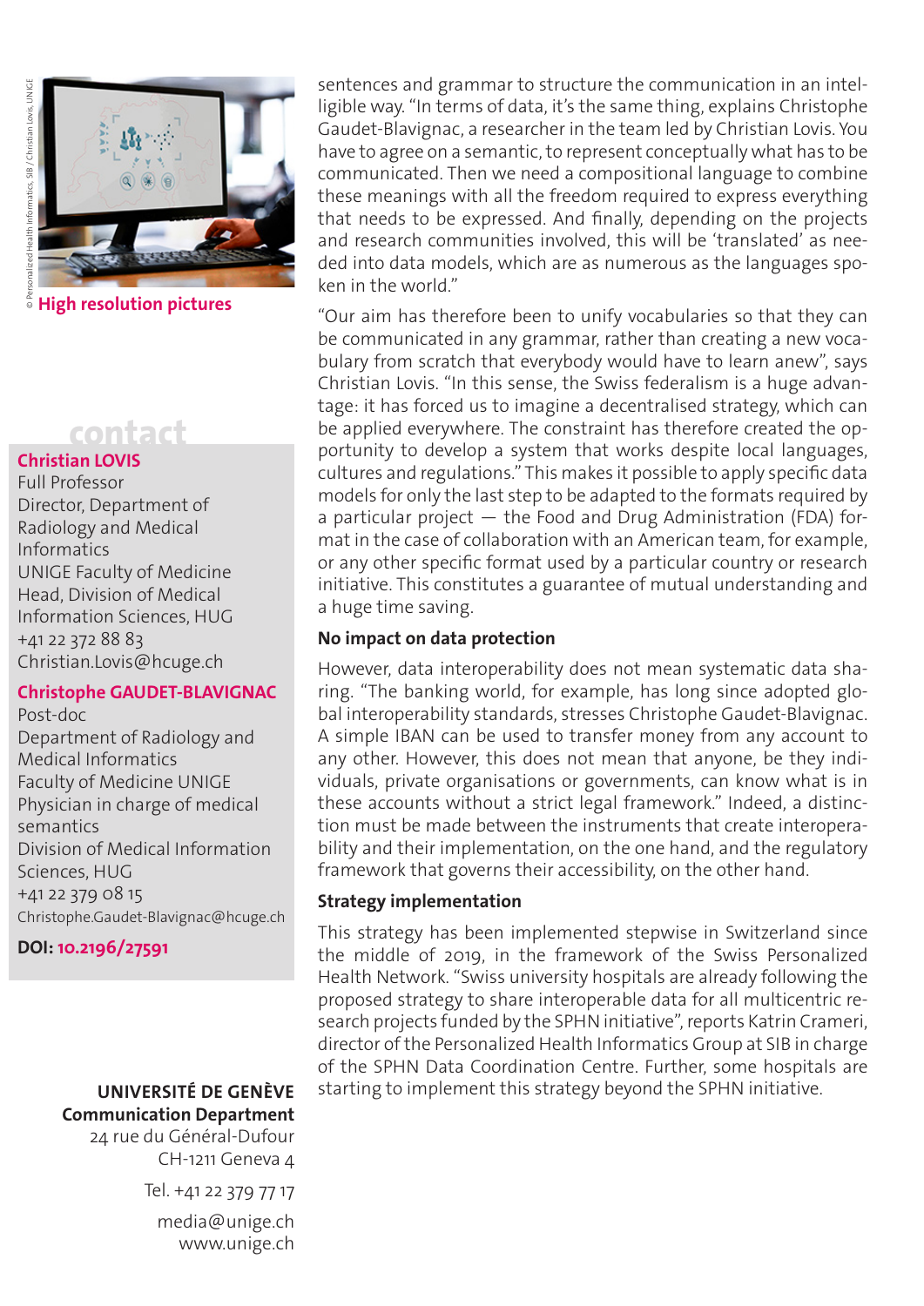© Personalized Health Informatics, SIB / Christian Lovis, UNIGE

**High resolution pictures**

## contact

**Christian LOVIS**
Full Professor
Director, Department of Radiology and Medical Informatics
UNIGE Faculty of Medicine
Head, Division of Medical Information Sciences, HUG
+41 22 372 88 83
Christian.Lovis@hcuge.ch

**Christophe GAUDET-BLAVIGNAC**
Post-doc
Department of Radiology and Medical Informatics
Faculty of Medicine UNIGE
Physician in charge of medical semantics
Division of Medical Information Sciences, HUG
+41 22 379 08 15
Christophe.Gaudet-Blavignac@hcuge.ch

**DOI: 10.2196/27591**

sentences and grammar to structure the communication in an intelligible way. "In terms of data, it's the same thing, explains Christophe Gaudet-Blavignac, a researcher in the team led by Christian Lovis. You have to agree on a semantic, to represent conceptually what has to be communicated. Then we need a compositional language to combine these meanings with all the freedom required to express everything that needs to be expressed. And finally, depending on the projects and research communities involved, this will be 'translated' as needed into data models, which are as numerous as the languages spoken in the world."

"Our aim has therefore been to unify vocabularies so that they can be communicated in any grammar, rather than creating a new vocabulary from scratch that everybody would have to learn anew", says Christian Lovis. "In this sense, the Swiss federalism is a huge advantage: it has forced us to imagine a decentralised strategy, which can be applied everywhere. The constraint has therefore created the opportunity to develop a system that works despite local languages, cultures and regulations." This makes it possible to apply specific data models for only the last step to be adapted to the formats required by a particular project — the Food and Drug Administration (FDA) format in the case of collaboration with an American team, for example, or any other specific format used by a particular country or research initiative. This constitutes a guarantee of mutual understanding and a huge time saving.

### No impact on data protection

However, data interoperability does not mean systematic data sharing. "The banking world, for example, has long since adopted global interoperability standards, stresses Christophe Gaudet-Blavignac. A simple IBAN can be used to transfer money from any account to any other. However, this does not mean that anyone, be they individuals, private organisations or governments, can know what is in these accounts without a strict legal framework." Indeed, a distinction must be made between the instruments that create interoperability and their implementation, on the one hand, and the regulatory framework that governs their accessibility, on the other hand.

### Strategy implementation

This strategy has been implemented stepwise in Switzerland since the middle of 2019, in the framework of the Swiss Personalized Health Network. "Swiss university hospitals are already following the proposed strategy to share interoperable data for all multicentric research projects funded by the SPHN initiative", reports Katrin Crameri, director of the Personalized Health Informatics Group at SIB in charge of the SPHN Data Coordination Centre. Further, some hospitals are starting to implement this strategy beyond the SPHN initiative.

**UNIVERSITÉ DE GENÈVE**
**Communication Department**
24 rue du Général-Dufour
CH-1211 Geneva 4

Tel. +41 22 379 77 17

media@unige.ch
www.unige.ch